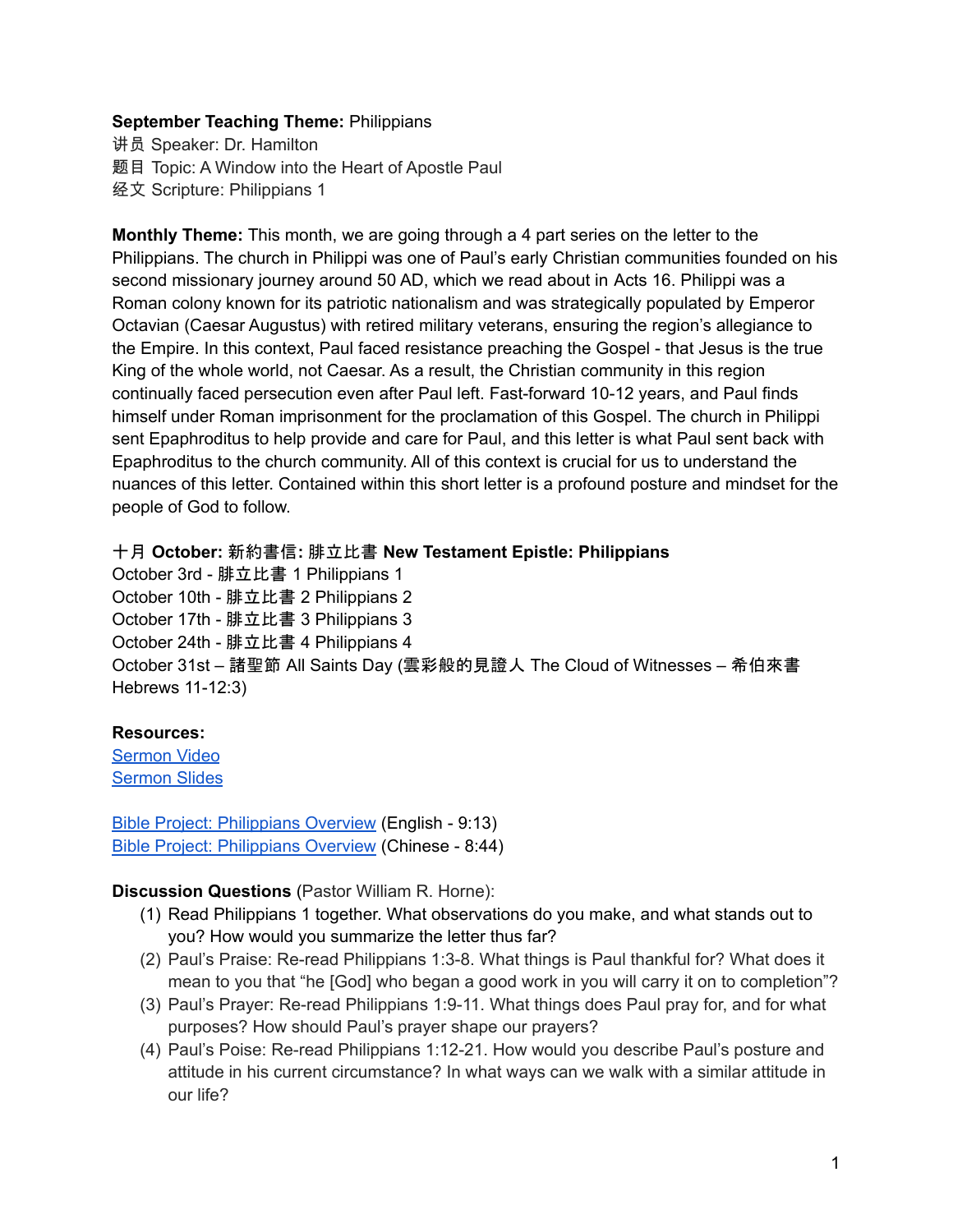**September Teaching Theme:** Philippians
讲员 Speaker: Dr. Hamilton
题目 Topic: A Window into the Heart of Apostle Paul
经文 Scripture: Philippians 1

**Monthly Theme:** This month, we are going through a 4 part series on the letter to the Philippians. The church in Philippi was one of Paul's early Christian communities founded on his second missionary journey around 50 AD, which we read about in Acts 16. Philippi was a Roman colony known for its patriotic nationalism and was strategically populated by Emperor Octavian (Caesar Augustus) with retired military veterans, ensuring the region's allegiance to the Empire. In this context, Paul faced resistance preaching the Gospel - that Jesus is the true King of the whole world, not Caesar. As a result, the Christian community in this region continually faced persecution even after Paul left. Fast-forward 10-12 years, and Paul finds himself under Roman imprisonment for the proclamation of this Gospel. The church in Philippi sent Epaphroditus to help provide and care for Paul, and this letter is what Paul sent back with Epaphroditus to the church community. All of this context is crucial for us to understand the nuances of this letter. Contained within this short letter is a profound posture and mindset for the people of God to follow.

**十月 October: 新約書信: 腓立比書 New Testament Epistle: Philippians**
October 3rd - 腓立比書 1 Philippians 1
October 10th - 腓立比書 2 Philippians 2
October 17th - 腓立比書 3 Philippians 3
October 24th - 腓立比書 4 Philippians 4
October 31st – 諸聖節 All Saints Day (雲彩般的見證人 The Cloud of Witnesses – 希伯來書 Hebrews 11-12:3)

**Resources:**
Sermon Video
Sermon Slides

Bible Project: Philippians Overview (English - 9:13)
Bible Project: Philippians Overview (Chinese - 8:44)

**Discussion Questions** (Pastor William R. Horne):

(1) Read Philippians 1 together. What observations do you make, and what stands out to you? How would you summarize the letter thus far?
(2) Paul's Praise: Re-read Philippians 1:3-8. What things is Paul thankful for? What does it mean to you that "he [God] who began a good work in you will carry it on to completion"?
(3) Paul's Prayer: Re-read Philippians 1:9-11. What things does Paul pray for, and for what purposes? How should Paul's prayer shape our prayers?
(4) Paul's Poise: Re-read Philippians 1:12-21. How would you describe Paul's posture and attitude in his current circumstance? In what ways can we walk with a similar attitude in our life?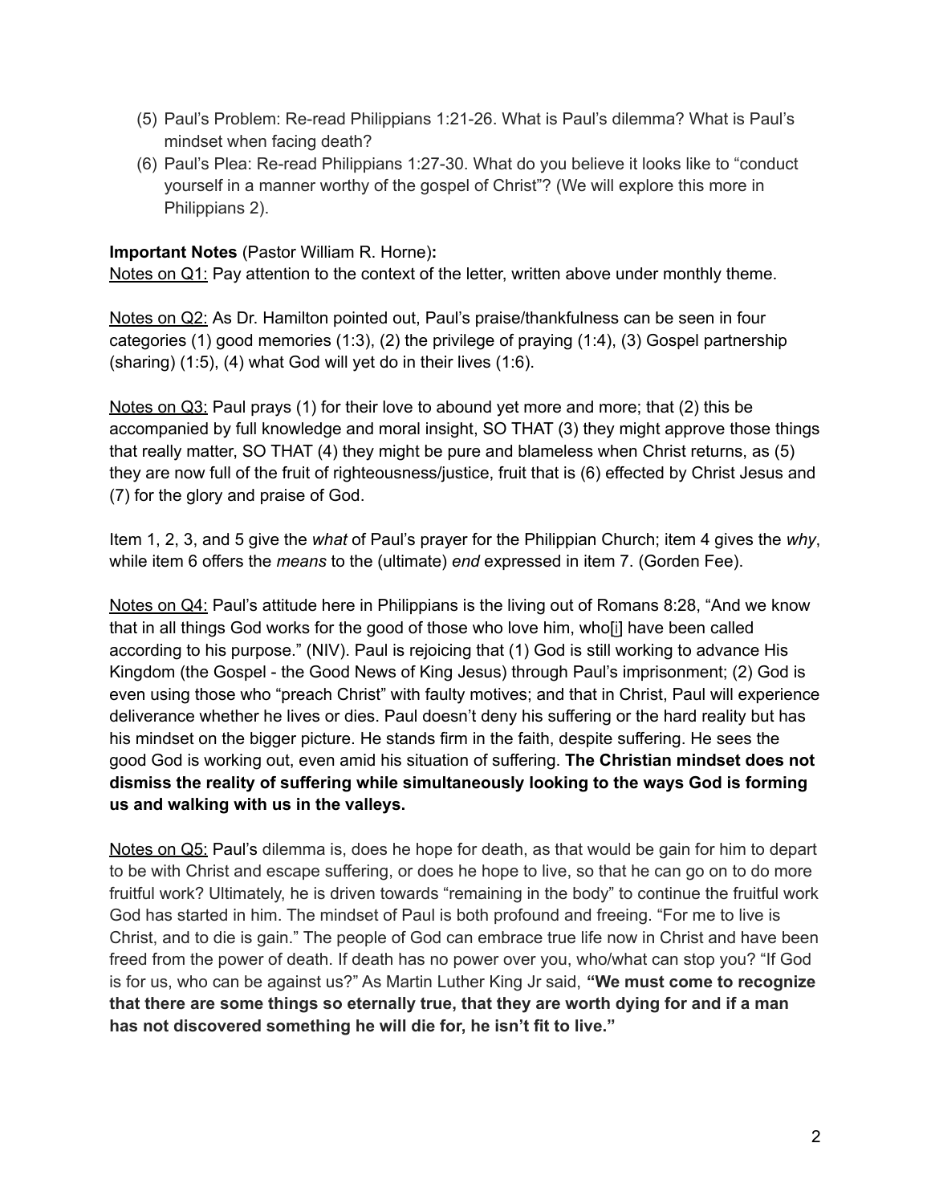(5) Paul's Problem: Re-read Philippians 1:21-26. What is Paul's dilemma? What is Paul's mindset when facing death?
(6) Paul's Plea: Re-read Philippians 1:27-30. What do you believe it looks like to "conduct yourself in a manner worthy of the gospel of Christ"? (We will explore this more in Philippians 2).

**Important Notes** (Pastor William R. Horne)**:**

<u>Notes on Q1:</u> Pay attention to the context of the letter, written above under monthly theme.

<u>Notes on Q2:</u> As Dr. Hamilton pointed out, Paul's praise/thankfulness can be seen in four categories (1) good memories (1:3), (2) the privilege of praying (1:4), (3) Gospel partnership (sharing) (1:5), (4) what God will yet do in their lives (1:6).

<u>Notes on Q3:</u> Paul prays (1) for their love to abound yet more and more; that (2) this be accompanied by full knowledge and moral insight, SO THAT (3) they might approve those things that really matter, SO THAT (4) they might be pure and blameless when Christ returns, as (5) they are now full of the fruit of righteousness/justice, fruit that is (6) effected by Christ Jesus and (7) for the glory and praise of God.

Item 1, 2, 3, and 5 give the *what* of Paul's prayer for the Philippian Church; item 4 gives the *why*, while item 6 offers the *means* to the (ultimate) *end* expressed in item 7. (Gorden Fee).

<u>Notes on Q4:</u> Paul's attitude here in Philippians is the living out of Romans 8:28, "And we know that in all things God works for the good of those who love him, who[i] have been called according to his purpose." (NIV). Paul is rejoicing that (1) God is still working to advance His Kingdom (the Gospel - the Good News of King Jesus) through Paul's imprisonment; (2) God is even using those who "preach Christ" with faulty motives; and that in Christ, Paul will experience deliverance whether he lives or dies. Paul doesn't deny his suffering or the hard reality but has his mindset on the bigger picture. He stands firm in the faith, despite suffering. He sees the good God is working out, even amid his situation of suffering. **The Christian mindset does not dismiss the reality of suffering while simultaneously looking to the ways God is forming us and walking with us in the valleys.**

<u>Notes on Q5:</u> Paul's dilemma is, does he hope for death, as that would be gain for him to depart to be with Christ and escape suffering, or does he hope to live, so that he can go on to do more fruitful work? Ultimately, he is driven towards "remaining in the body" to continue the fruitful work God has started in him. The mindset of Paul is both profound and freeing. "For me to live is Christ, and to die is gain." The people of God can embrace true life now in Christ and have been freed from the power of death. If death has no power over you, who/what can stop you? "If God is for us, who can be against us?" As Martin Luther King Jr said, **"We must come to recognize that there are some things so eternally true, that they are worth dying for and if a man has not discovered something he will die for, he isn't fit to live."**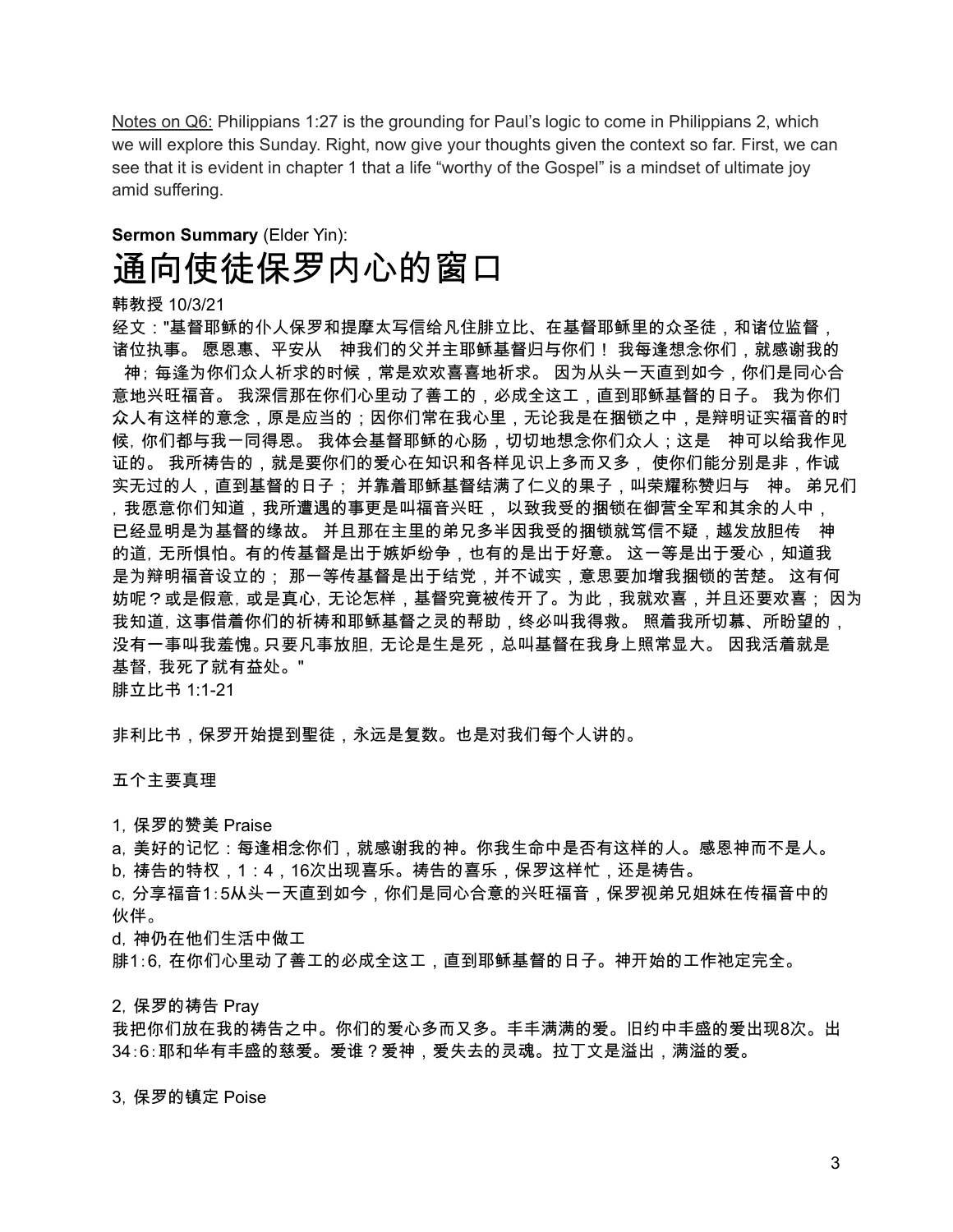Notes on Q6: Philippians 1:27 is the grounding for Paul's logic to come in Philippians 2, which we will explore this Sunday. Right, now give your thoughts given the context so far. First, we can see that it is evident in chapter 1 that a life "worthy of the Gospel" is a mindset of ultimate joy amid suffering.

**Sermon Summary** (Elder Yin):

# 通向使徒保罗内心的窗口

韩教授 10/3/21

经文："基督耶稣的仆人保罗和提摩太写信给凡住腓立比、在基督耶稣里的众圣徒，和诸位监督，诸位执事。 愿恩惠、平安从　神我们的父并主耶稣基督归与你们！ 我每逢想念你们，就感谢我的　神；每逢为你们众人祈求的时候，常是欢欢喜喜地祈求。 因为从头一天直到如今，你们是同心合意地兴旺福音。 我深信那在你们心里动了善工的，必成全这工，直到耶稣基督的日子。 我为你们众人有这样的意念，原是应当的；因你们常在我心里，无论我是在捆锁之中，是辩明证实福音的时候，你们都与我一同得恩。 我体会基督耶稣的心肠，切切地想念你们众人；这是　神可以给我作见证的。 我所祷告的，就是要你们的爱心在知识和各样见识上多而又多， 使你们能分别是非，作诚实无过的人，直到基督的日子； 并靠着耶稣基督结满了仁义的果子，叫荣耀称赞归与　神。 弟兄们，我愿意你们知道，我所遭遇的事更是叫福音兴旺， 以致我受的捆锁在御营全军和其余的人中，已经显明是为基督的缘故。 并且那在主里的弟兄多半因我受的捆锁就笃信不疑，越发放胆传　神的道，无所惧怕。有的传基督是出于嫉妒纷争，也有的是出于好意。 这一等是出于爱心，知道我是为辩明福音设立的； 那一等传基督是出于结党，并不诚实，意思要加增我捆锁的苦楚。 这有何妨呢？或是假意，或是真心，无论怎样，基督究竟被传开了。为此，我就欢喜，并且还要欢喜； 因为我知道，这事借着你们的祈祷和耶稣基督之灵的帮助，终必叫我得救。 照着我所切慕、所盼望的，没有一事叫我羞愧。只要凡事放胆，无论是生是死，总叫基督在我身上照常显大。 因我活着就是基督，我死了就有益处。"

腓立比书 1:1-21

非利比书，保罗开始提到聖徒，永远是复数。也是对我们每个人讲的。

五个主要真理

1, 保罗的赞美 Praise

a, 美好的记忆：每逢相念你们，就感谢我的神。你我生命中是否有这样的人。感恩神而不是人。

b, 祷告的特权，1：4，16次出现喜乐。祷告的喜乐，保罗这样忙，还是祷告。

c, 分享福音1:5从头一天直到如今，你们是同心合意的兴旺福音，保罗视弟兄姐妹在传福音中的伙伴。

d, 神仍在他们生活中做工

腓1:6, 在你们心里动了善工的必成全这工，直到耶稣基督的日子。神开始的工作祂定完全。

2, 保罗的祷告 Pray

我把你们放在我的祷告之中。你们的爱心多而又多。丰丰满满的爱。旧约中丰盛的爱出现8次。出34:6:耶和华有丰盛的慈爱。爱谁？爱神，爱失去的灵魂。拉丁文是溢出，满溢的爱。

3, 保罗的镇定 Poise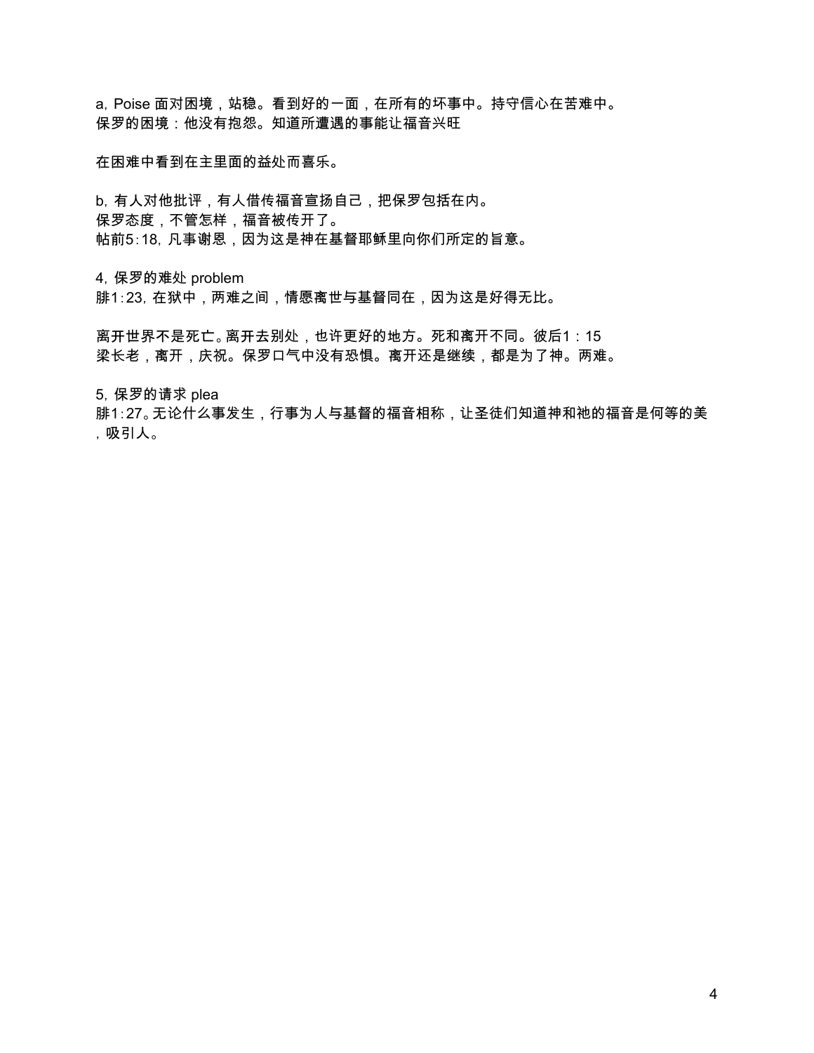a, Poise 面对困境，站稳。看到好的一面，在所有的坏事中。持守信心在苦难中。
保罗的困境：他没有抱怨。知道所遭遇的事能让福音兴旺

在困难中看到在主里面的益处而喜乐。

b, 有人对他批评，有人借传福音宣扬自己，把保罗包括在内。
保罗态度，不管怎样，福音被传开了。
帖前5:18, 凡事谢恩，因为这是神在基督耶稣里向你们所定的旨意。

4, 保罗的难处 problem
腓1:23, 在狱中，两难之间，情愿离世与基督同在，因为这是好得无比。

离开世界不是死亡。离开去别处，也许更好的地方。死和离开不同。彼后1：15
梁长老，离开，庆祝。保罗口气中没有恐惧。离开还是继续，都是为了神。两难。

5, 保罗的请求 plea
腓1:27。无论什么事发生，行事为人与基督的福音相称，让圣徒们知道神和祂的福音是何等的美，吸引人。